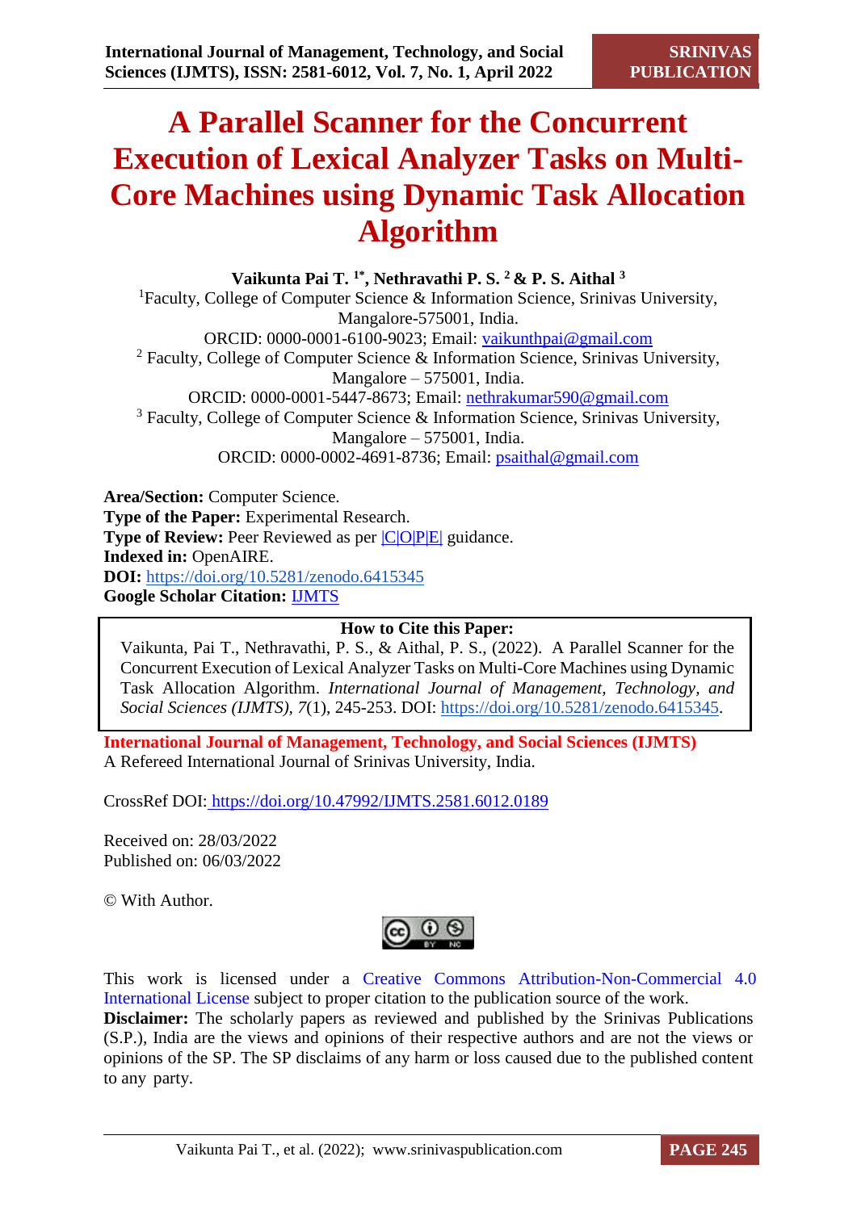# A Parallel Scanner for the Concurrent Execution of Lexical Analyzer Tasks on Multi-Core Machines using Dynamic Task Allocation Algorithm

**Vaikunta Pai T. [1*], Nethravathi P. S. [2] & P. S. Aithal [3]**

[1] Faculty, College of Computer Science & Information Science, Srinivas University, Mangalore-575001, India.
ORCID: 0000-0001-6100-9023; Email: vaikunthpai@gmail.com

[2] Faculty, College of Computer Science & Information Science, Srinivas University, Mangalore – 575001, India.
ORCID: 0000-0001-5447-8673; Email: nethrakumar590@gmail.com

[3] Faculty, College of Computer Science & Information Science, Srinivas University, Mangalore – 575001, India.
ORCID: 0000-0002-4691-8736; Email: psaithal@gmail.com

**Area/Section:** Computer Science.
**Type of the Paper:** Experimental Research.
**Type of Review:** Peer Reviewed as per |C|O|P|E| guidance.
**Indexed in:** OpenAIRE.
**DOI:** https://doi.org/10.5281/zenodo.6415345
**Google Scholar Citation:** IJMTS

**How to Cite this Paper:**
Vaikunta, Pai T., Nethravathi, P. S., & Aithal, P. S., (2022). A Parallel Scanner for the Concurrent Execution of Lexical Analyzer Tasks on Multi-Core Machines using Dynamic Task Allocation Algorithm. *International Journal of Management, Technology, and Social Sciences (IJMTS), 7*(1), 245-253. DOI: https://doi.org/10.5281/zenodo.6415345.

**International Journal of Management, Technology, and Social Sciences (IJMTS)**
A Refereed International Journal of Srinivas University, India.

CrossRef DOI: https://doi.org/10.47992/IJMTS.2581.6012.0189

Received on: 28/03/2022
Published on: 06/03/2022

© With Author.

This work is licensed under a Creative Commons Attribution-Non-Commercial 4.0 International License subject to proper citation to the publication source of the work.

**Disclaimer:** The scholarly papers as reviewed and published by the Srinivas Publications (S.P.), India are the views and opinions of their respective authors and are not the views or opinions of the SP. The SP disclaims of any harm or loss caused due to the published content to any party.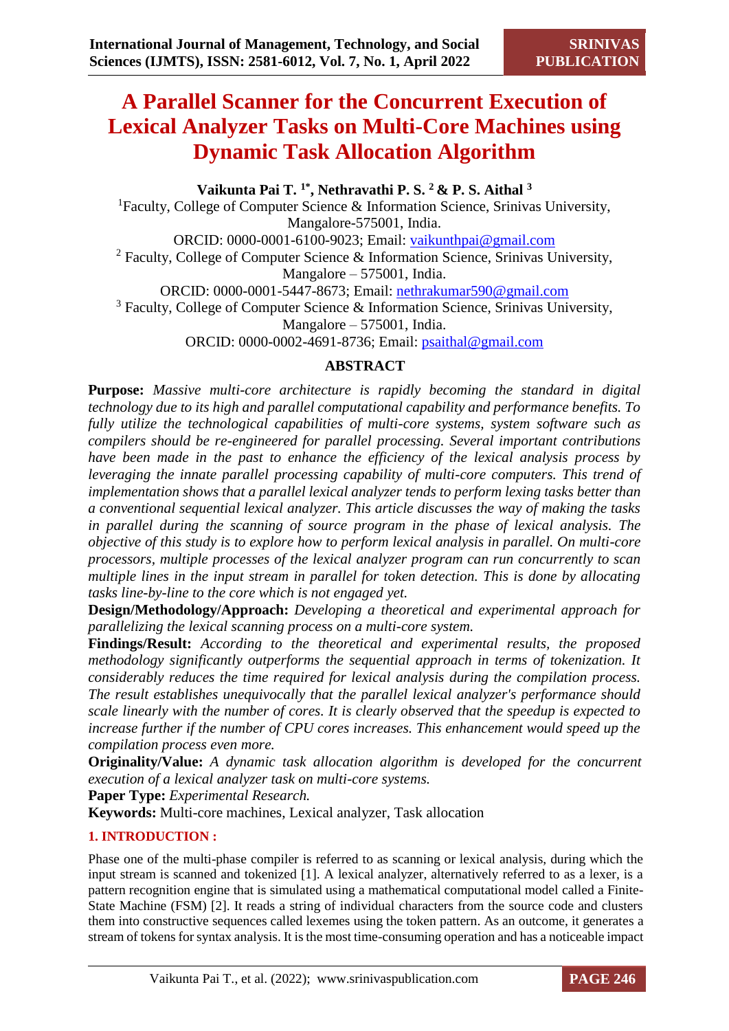# A Parallel Scanner for the Concurrent Execution of Lexical Analyzer Tasks on Multi-Core Machines using Dynamic Task Allocation Algorithm

**Vaikunta Pai T. [1*], Nethravathi P. S. [2] & P. S. Aithal [3]**

[1] Faculty, College of Computer Science & Information Science, Srinivas University, Mangalore-575001, India.
ORCID: 0000-0001-6100-9023; Email: vaikunthpai@gmail.com

[2] Faculty, College of Computer Science & Information Science, Srinivas University, Mangalore – 575001, India.
ORCID: 0000-0001-5447-8673; Email: nethrakumar590@gmail.com

[3] Faculty, College of Computer Science & Information Science, Srinivas University, Mangalore – 575001, India.
ORCID: 0000-0002-4691-8736; Email: psaithal@gmail.com

## ABSTRACT

**Purpose:** *Massive multi-core architecture is rapidly becoming the standard in digital technology due to its high and parallel computational capability and performance benefits. To fully utilize the technological capabilities of multi-core systems, system software such as compilers should be re-engineered for parallel processing. Several important contributions have been made in the past to enhance the efficiency of the lexical analysis process by leveraging the innate parallel processing capability of multi-core computers. This trend of implementation shows that a parallel lexical analyzer tends to perform lexing tasks better than a conventional sequential lexical analyzer. This article discusses the way of making the tasks in parallel during the scanning of source program in the phase of lexical analysis. The objective of this study is to explore how to perform lexical analysis in parallel. On multi-core processors, multiple processes of the lexical analyzer program can run concurrently to scan multiple lines in the input stream in parallel for token detection. This is done by allocating tasks line-by-line to the core which is not engaged yet.*

**Design/Methodology/Approach:** *Developing a theoretical and experimental approach for parallelizing the lexical scanning process on a multi-core system.*

**Findings/Result:** *According to the theoretical and experimental results, the proposed methodology significantly outperforms the sequential approach in terms of tokenization. It considerably reduces the time required for lexical analysis during the compilation process. The result establishes unequivocally that the parallel lexical analyzer's performance should scale linearly with the number of cores. It is clearly observed that the speedup is expected to increase further if the number of CPU cores increases. This enhancement would speed up the compilation process even more.*

**Originality/Value:** *A dynamic task allocation algorithm is developed for the concurrent execution of a lexical analyzer task on multi-core systems.*

**Paper Type:** *Experimental Research.*

**Keywords:** Multi-core machines, Lexical analyzer, Task allocation

## 1. INTRODUCTION :

Phase one of the multi-phase compiler is referred to as scanning or lexical analysis, during which the input stream is scanned and tokenized [1]. A lexical analyzer, alternatively referred to as a lexer, is a pattern recognition engine that is simulated using a mathematical computational model called a Finite-State Machine (FSM) [2]. It reads a string of individual characters from the source code and clusters them into constructive sequences called lexemes using the token pattern. As an outcome, it generates a stream of tokens for syntax analysis. It is the most time-consuming operation and has a noticeable impact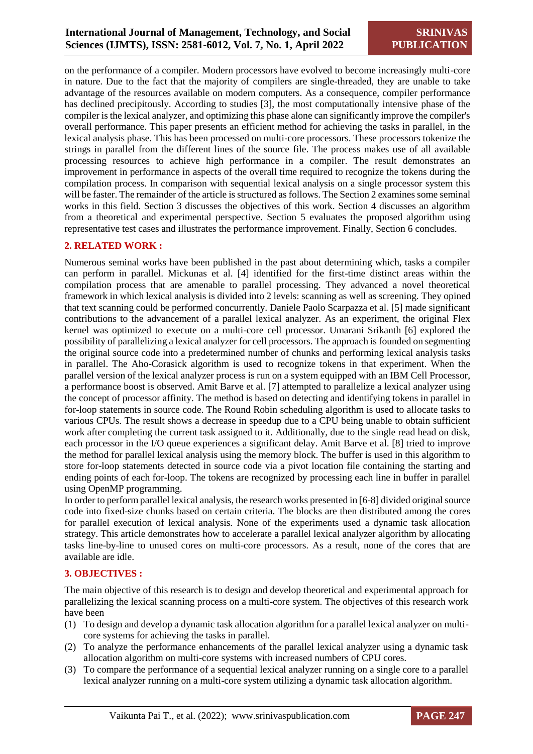on the performance of a compiler. Modern processors have evolved to become increasingly multi-core in nature. Due to the fact that the majority of compilers are single-threaded, they are unable to take advantage of the resources available on modern computers. As a consequence, compiler performance has declined precipitously. According to studies [3], the most computationally intensive phase of the compiler is the lexical analyzer, and optimizing this phase alone can significantly improve the compiler's overall performance. This paper presents an efficient method for achieving the tasks in parallel, in the lexical analysis phase. This has been processed on multi-core processors. These processors tokenize the strings in parallel from the different lines of the source file. The process makes use of all available processing resources to achieve high performance in a compiler. The result demonstrates an improvement in performance in aspects of the overall time required to recognize the tokens during the compilation process. In comparison with sequential lexical analysis on a single processor system this will be faster. The remainder of the article is structured as follows. The Section 2 examines some seminal works in this field. Section 3 discusses the objectives of this work. Section 4 discusses an algorithm from a theoretical and experimental perspective. Section 5 evaluates the proposed algorithm using representative test cases and illustrates the performance improvement. Finally, Section 6 concludes.

## 2. RELATED WORK :

Numerous seminal works have been published in the past about determining which, tasks a compiler can perform in parallel. Mickunas et al. [4] identified for the first-time distinct areas within the compilation process that are amenable to parallel processing. They advanced a novel theoretical framework in which lexical analysis is divided into 2 levels: scanning as well as screening. They opined that text scanning could be performed concurrently. Daniele Paolo Scarpazza et al. [5] made significant contributions to the advancement of a parallel lexical analyzer. As an experiment, the original Flex kernel was optimized to execute on a multi-core cell processor. Umarani Srikanth [6] explored the possibility of parallelizing a lexical analyzer for cell processors. The approach is founded on segmenting the original source code into a predetermined number of chunks and performing lexical analysis tasks in parallel. The Aho-Corasick algorithm is used to recognize tokens in that experiment. When the parallel version of the lexical analyzer process is run on a system equipped with an IBM Cell Processor, a performance boost is observed. Amit Barve et al. [7] attempted to parallelize a lexical analyzer using the concept of processor affinity. The method is based on detecting and identifying tokens in parallel in for-loop statements in source code. The Round Robin scheduling algorithm is used to allocate tasks to various CPUs. The result shows a decrease in speedup due to a CPU being unable to obtain sufficient work after completing the current task assigned to it. Additionally, due to the single read head on disk, each processor in the I/O queue experiences a significant delay. Amit Barve et al. [8] tried to improve the method for parallel lexical analysis using the memory block. The buffer is used in this algorithm to store for-loop statements detected in source code via a pivot location file containing the starting and ending points of each for-loop. The tokens are recognized by processing each line in buffer in parallel using OpenMP programming.

In order to perform parallel lexical analysis, the research works presented in [6-8] divided original source code into fixed-size chunks based on certain criteria. The blocks are then distributed among the cores for parallel execution of lexical analysis. None of the experiments used a dynamic task allocation strategy. This article demonstrates how to accelerate a parallel lexical analyzer algorithm by allocating tasks line-by-line to unused cores on multi-core processors. As a result, none of the cores that are available are idle.

## 3. OBJECTIVES :

The main objective of this research is to design and develop theoretical and experimental approach for parallelizing the lexical scanning process on a multi-core system. The objectives of this research work have been

(1) To design and develop a dynamic task allocation algorithm for a parallel lexical analyzer on multi-core systems for achieving the tasks in parallel.
(2) To analyze the performance enhancements of the parallel lexical analyzer using a dynamic task allocation algorithm on multi-core systems with increased numbers of CPU cores.
(3) To compare the performance of a sequential lexical analyzer running on a single core to a parallel lexical analyzer running on a multi-core system utilizing a dynamic task allocation algorithm.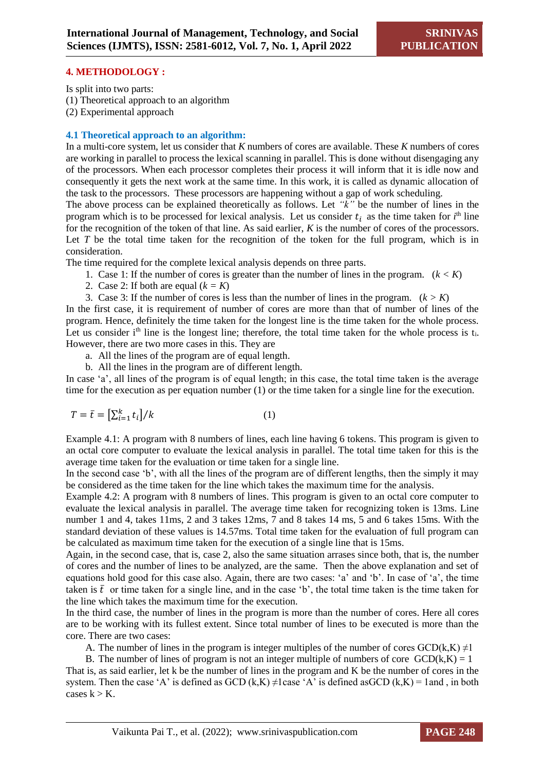## 4. METHODOLOGY :

Is split into two parts:
(1) Theoretical approach to an algorithm
(2) Experimental approach

### 4.1 Theoretical approach to an algorithm:

In a multi-core system, let us consider that *K* numbers of cores are available. These *K* numbers of cores are working in parallel to process the lexical scanning in parallel. This is done without disengaging any of the processors. When each processor completes their process it will inform that it is idle now and consequently it gets the next work at the same time. In this work, it is called as dynamic allocation of the task to the processors. These processors are happening without a gap of work scheduling.

The above process can be explained theoretically as follows. Let *"k"* be the number of lines in the program which is to be processed for lexical analysis. Let us consider $t_i$ as the time taken for $i^{th}$ line for the recognition of the token of that line. As said earlier, *K* is the number of cores of the processors. Let *T* be the total time taken for the recognition of the token for the full program, which is in consideration.

The time required for the complete lexical analysis depends on three parts.

1. Case 1: If the number of cores is greater than the number of lines in the program. ($k < K$)
2. Case 2: If both are equal ($k = K$)
3. Case 3: If the number of cores is less than the number of lines in the program. ($k > K$)

In the first case, it is requirement of number of cores are more than that of number of lines of the program. Hence, definitely the time taken for the longest line is the time taken for the whole process. Let us consider $i^{th}$ line is the longest line; therefore, the total time taken for the whole process is $t_i$. However, there are two more cases in this. They are

a. All the lines of the program are of equal length.
b. All the lines in the program are of different length.

In case 'a', all lines of the program is of equal length; in this case, the total time taken is the average time for the execution as per equation number (1) or the time taken for a single line for the execution.

$$T = \bar{t} = \left[\sum_{i=1}^{k} t_i\right]/k \qquad (1)$$

Example 4.1: A program with 8 numbers of lines, each line having 6 tokens. This program is given to an octal core computer to evaluate the lexical analysis in parallel. The total time taken for this is the average time taken for the evaluation or time taken for a single line.

In the second case 'b', with all the lines of the program are of different lengths, then the simply it may be considered as the time taken for the line which takes the maximum time for the analysis.

Example 4.2: A program with 8 numbers of lines. This program is given to an octal core computer to evaluate the lexical analysis in parallel. The average time taken for recognizing token is 13ms. Line number 1 and 4, takes 11ms, 2 and 3 takes 12ms, 7 and 8 takes 14 ms, 5 and 6 takes 15ms. With the standard deviation of these values is 14.57ms. Total time taken for the evaluation of full program can be calculated as maximum time taken for the execution of a single line that is 15ms.

Again, in the second case, that is, case 2, also the same situation arrases since both, that is, the number of cores and the number of lines to be analyzed, are the same. Then the above explanation and set of equations hold good for this case also. Again, there are two cases: 'a' and 'b'. In case of 'a', the time taken is $\bar{t}$ or time taken for a single line, and in the case 'b', the total time taken is the time taken for the line which takes the maximum time for the execution.

In the third case, the number of lines in the program is more than the number of cores. Here all cores are to be working with its fullest extent. Since total number of lines to be executed is more than the core. There are two cases:

A. The number of lines in the program is integer multiples of the number of cores $GCD(k,K) \neq 1$
B. The number of lines of program is not an integer multiple of numbers of core $GCD(k,K) = 1$

That is, as said earlier, let k be the number of lines in the program and K be the number of cores in the system. Then the case 'A' is defined as $GCD(k,K) \neq 1$case 'A' is defined as$GCD(k,K) = 1$and , in both cases $k > K$.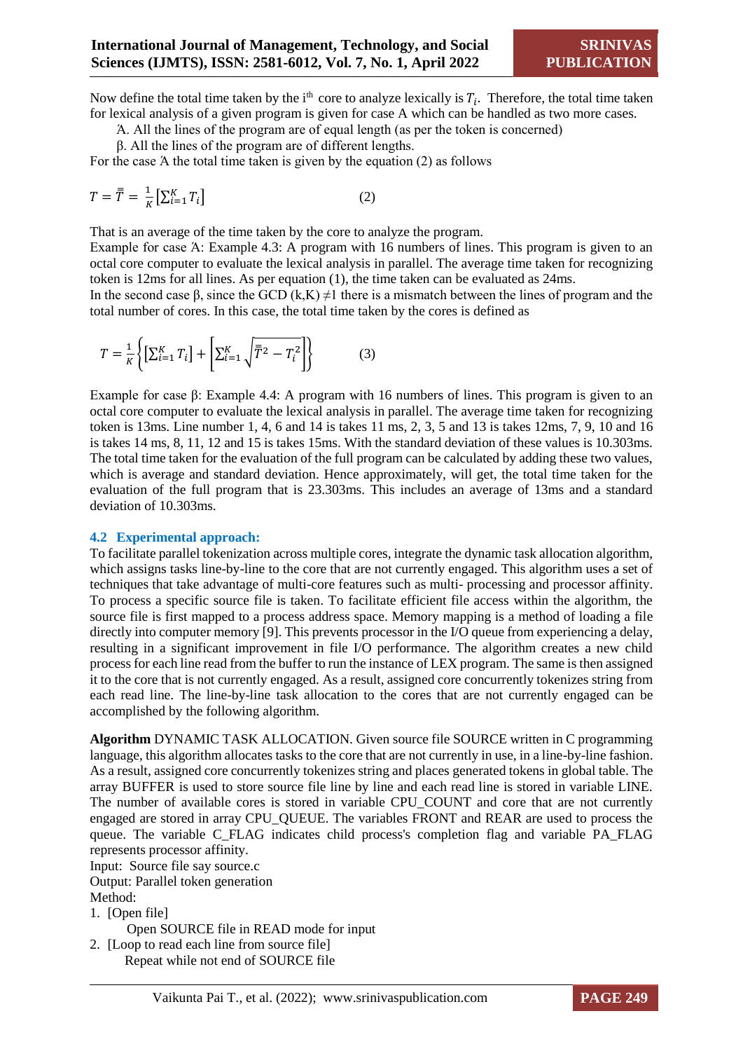Now define the total time taken by the i[th] core to analyze lexically is $T_i$. Therefore, the total time taken for lexical analysis of a given program is given for case A which can be handled as two more cases.

Ά. All the lines of the program are of equal length (as per the token is concerned)

β. All the lines of the program are of different lengths.

For the case Ά the total time taken is given by the equation (2) as follows

$$T = \bar{\bar{T}} = \frac{1}{K}\left[\sum_{i=1}^{K} T_i\right] \qquad (2)$$

That is an average of the time taken by the core to analyze the program.

Example for case Ά: Example 4.3: A program with 16 numbers of lines. This program is given to an octal core computer to evaluate the lexical analysis in parallel. The average time taken for recognizing token is 12ms for all lines. As per equation (1), the time taken can be evaluated as 24ms.

In the second case β, since the GCD (k,K) ≠1 there is a mismatch between the lines of program and the total number of cores. In this case, the total time taken by the cores is defined as

$$T = \frac{1}{K}\left\{\left[\sum_{i=1}^{K} T_i\right] + \left[\sum_{i=1}^{K} \sqrt{\bar{\bar{T}}^2 - T_i^2}\right]\right\} \qquad (3)$$

Example for case β: Example 4.4: A program with 16 numbers of lines. This program is given to an octal core computer to evaluate the lexical analysis in parallel. The average time taken for recognizing token is 13ms. Line number 1, 4, 6 and 14 is takes 11 ms, 2, 3, 5 and 13 is takes 12ms, 7, 9, 10 and 16 is takes 14 ms, 8, 11, 12 and 15 is takes 15ms. With the standard deviation of these values is 10.303ms. The total time taken for the evaluation of the full program can be calculated by adding these two values, which is average and standard deviation. Hence approximately, will get, the total time taken for the evaluation of the full program that is 23.303ms. This includes an average of 13ms and a standard deviation of 10.303ms.

### 4.2 Experimental approach:

To facilitate parallel tokenization across multiple cores, integrate the dynamic task allocation algorithm, which assigns tasks line-by-line to the core that are not currently engaged. This algorithm uses a set of techniques that take advantage of multi-core features such as multi- processing and processor affinity. To process a specific source file is taken. To facilitate efficient file access within the algorithm, the source file is first mapped to a process address space. Memory mapping is a method of loading a file directly into computer memory [9]. This prevents processor in the I/O queue from experiencing a delay, resulting in a significant improvement in file I/O performance. The algorithm creates a new child process for each line read from the buffer to run the instance of LEX program. The same is then assigned it to the core that is not currently engaged. As a result, assigned core concurrently tokenizes string from each read line. The line-by-line task allocation to the cores that are not currently engaged can be accomplished by the following algorithm.

**Algorithm** DYNAMIC TASK ALLOCATION. Given source file SOURCE written in C programming language, this algorithm allocates tasks to the core that are not currently in use, in a line-by-line fashion. As a result, assigned core concurrently tokenizes string and places generated tokens in global table. The array BUFFER is used to store source file line by line and each read line is stored in variable LINE. The number of available cores is stored in variable CPU_COUNT and core that are not currently engaged are stored in array CPU_QUEUE. The variables FRONT and REAR are used to process the queue. The variable C_FLAG indicates child process's completion flag and variable PA_FLAG represents processor affinity.

Input: Source file say source.c

Output: Parallel token generation

Method:

1. [Open file]
   Open SOURCE file in READ mode for input
2. [Loop to read each line from source file]
   Repeat while not end of SOURCE file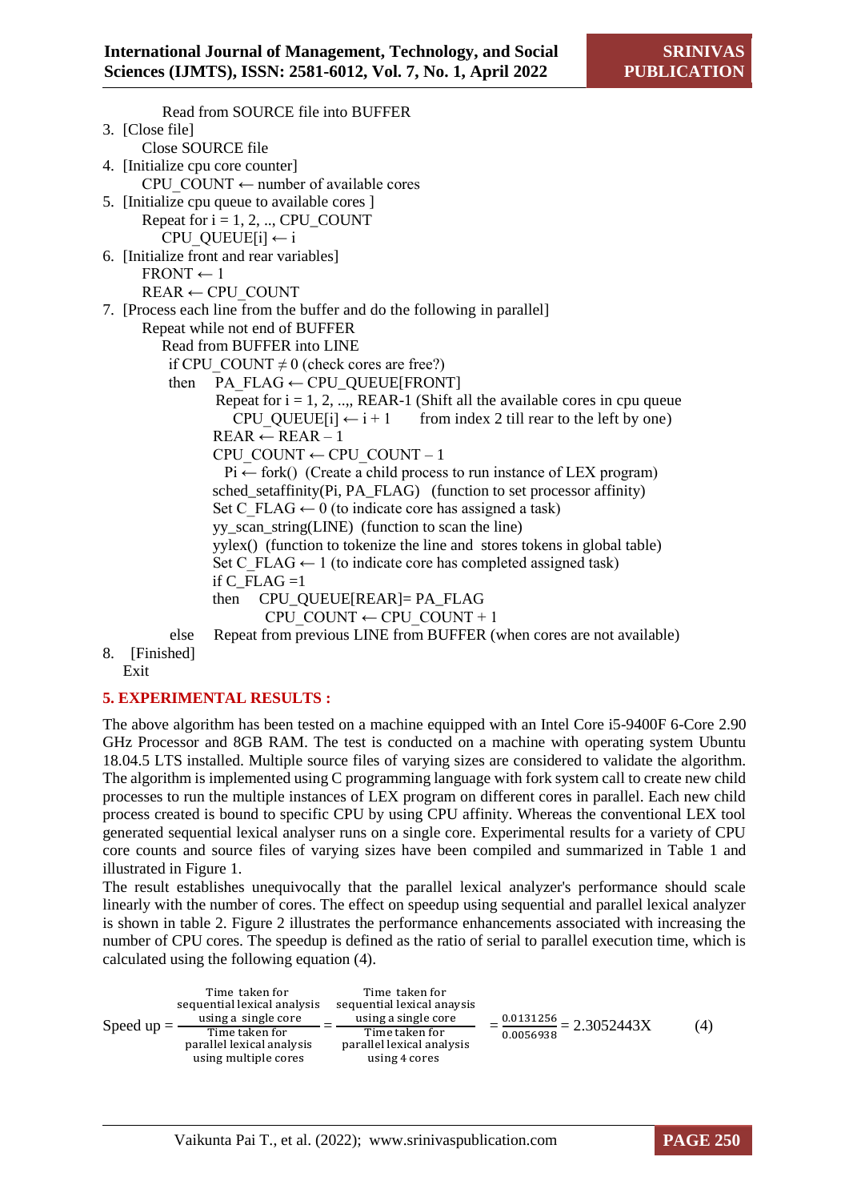```
        Read from SOURCE file into BUFFER
3.  [Close file]
        Close SOURCE file
4.  [Initialize cpu core counter]
        CPU_COUNT ← number of available cores
5.  [Initialize cpu queue to available cores ]
        Repeat for i = 1, 2, .., CPU_COUNT
            CPU_QUEUE[i] ← i
6.  [Initialize front and rear variables]
        FRONT ← 1
        REAR ← CPU_COUNT
7.  [Process each line from the buffer and do the following in parallel]
        Repeat while not end of BUFFER
            Read from BUFFER into LINE
            if CPU_COUNT ≠ 0 (check cores are free?)
            then   PA_FLAG ← CPU_QUEUE[FRONT]
                   Repeat for i = 1, 2, ..,, REAR-1 (Shift all the available cores in cpu queue
                       CPU_QUEUE[i] ← i + 1       from index 2 till rear to the left by one)
                   REAR ← REAR – 1
                   CPU_COUNT ← CPU_COUNT – 1
                   Pi ← fork()  (Create a child process to run instance of LEX program)
                   sched_setaffinity(Pi, PA_FLAG)   (function to set processor affinity)
                   Set C_FLAG ← 0 (to indicate core has assigned a task)
                   yy_scan_string(LINE)  (function to scan the line)
                   yylex()  (function to tokenize the line and  stores tokens in global table)
                   Set C_FLAG ← 1 (to indicate core has completed assigned task)
                   if C_FLAG =1
                   then    CPU_QUEUE[REAR]= PA_FLAG
                           CPU_COUNT ← CPU_COUNT + 1
            else   Repeat from previous LINE from BUFFER (when cores are not available)
8.  [Finished]
    Exit
```

## 5. EXPERIMENTAL RESULTS :

The above algorithm has been tested on a machine equipped with an Intel Core i5-9400F 6-Core 2.90 GHz Processor and 8GB RAM. The test is conducted on a machine with operating system Ubuntu 18.04.5 LTS installed. Multiple source files of varying sizes are considered to validate the algorithm. The algorithm is implemented using C programming language with fork system call to create new child processes to run the multiple instances of LEX program on different cores in parallel. Each new child process created is bound to specific CPU by using CPU affinity. Whereas the conventional LEX tool generated sequential lexical analyser runs on a single core. Experimental results for a variety of CPU core counts and source files of varying sizes have been compiled and summarized in Table 1 and illustrated in Figure 1.

The result establishes unequivocally that the parallel lexical analyzer's performance should scale linearly with the number of cores. The effect on speedup using sequential and parallel lexical analyzer is shown in table 2. Figure 2 illustrates the performance enhancements associated with increasing the number of CPU cores. The speedup is defined as the ratio of serial to parallel execution time, which is calculated using the following equation (4).

$$\text{Speed up} = \frac{\begin{array}{c}\text{Time taken for}\\ \text{sequential lexical analysis}\\ \text{using a single core}\end{array}}{\begin{array}{c}\text{Time taken for}\\ \text{parallel lexical analysis}\\ \text{using multiple cores}\end{array}} = \frac{\begin{array}{c}\text{Time taken for}\\ \text{sequential lexical anaysis}\\ \text{using a single core}\end{array}}{\begin{array}{c}\text{Time taken for}\\ \text{parallel lexical analysis}\\ \text{using 4 cores}\end{array}} = \frac{0.0131256}{0.0056938} = 2.3052443\text{X} \qquad (4)$$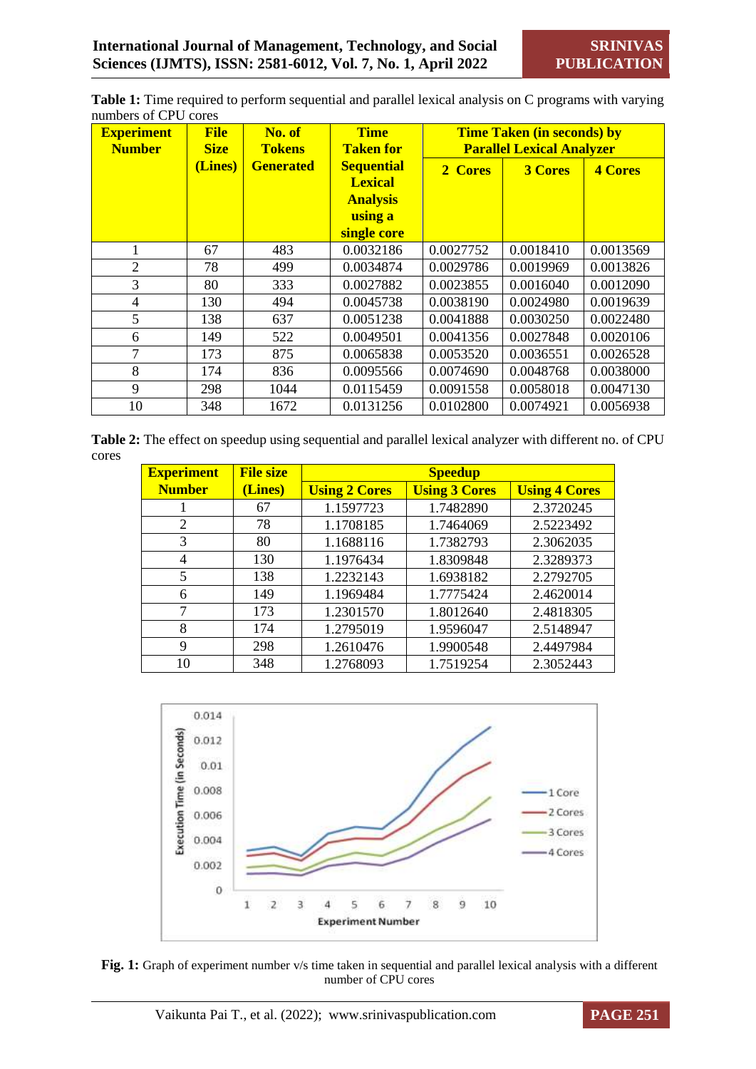**Table 1:** Time required to perform sequential and parallel lexical analysis on C programs with varying numbers of CPU cores

| Experiment Number | File Size (Lines) | No. of Tokens Generated | Time Taken for Sequential Lexical Analysis using a single core | Time Taken (in seconds) by Parallel Lexical Analyzer | | |
|---|---|---|---|---|---|---|
| | | | | 2 Cores | 3 Cores | 4 Cores |
| 1 | 67 | 483 | 0.0032186 | 0.0027752 | 0.0018410 | 0.0013569 |
| 2 | 78 | 499 | 0.0034874 | 0.0029786 | 0.0019969 | 0.0013826 |
| 3 | 80 | 333 | 0.0027882 | 0.0023855 | 0.0016040 | 0.0012090 |
| 4 | 130 | 494 | 0.0045738 | 0.0038190 | 0.0024980 | 0.0019639 |
| 5 | 138 | 637 | 0.0051238 | 0.0041888 | 0.0030250 | 0.0022480 |
| 6 | 149 | 522 | 0.0049501 | 0.0041356 | 0.0027848 | 0.0020106 |
| 7 | 173 | 875 | 0.0065838 | 0.0053520 | 0.0036551 | 0.0026528 |
| 8 | 174 | 836 | 0.0095566 | 0.0074690 | 0.0048768 | 0.0038000 |
| 9 | 298 | 1044 | 0.0115459 | 0.0091558 | 0.0058018 | 0.0047130 |
| 10 | 348 | 1672 | 0.0131256 | 0.0102800 | 0.0074921 | 0.0056938 |

**Table 2:** The effect on speedup using sequential and parallel lexical analyzer with different no. of CPU cores

| Experiment Number | File size (Lines) | Speedup | | |
|---|---|---|---|---|
| | | Using 2 Cores | Using 3 Cores | Using 4 Cores |
| 1 | 67 | 1.1597723 | 1.7482890 | 2.3720245 |
| 2 | 78 | 1.1708185 | 1.7464069 | 2.5223492 |
| 3 | 80 | 1.1688116 | 1.7382793 | 2.3062035 |
| 4 | 130 | 1.1976434 | 1.8309848 | 2.3289373 |
| 5 | 138 | 1.2232143 | 1.6938182 | 2.2792705 |
| 6 | 149 | 1.1969484 | 1.7775424 | 2.4620014 |
| 7 | 173 | 1.2301570 | 1.8012640 | 2.4818305 |
| 8 | 174 | 1.2795019 | 1.9596047 | 2.5148947 |
| 9 | 298 | 1.2610476 | 1.9900548 | 2.4497984 |
| 10 | 348 | 1.2768093 | 1.7519254 | 2.3052443 |

**Fig. 1:** Graph of experiment number v/s time taken in sequential and parallel lexical analysis with a different number of CPU cores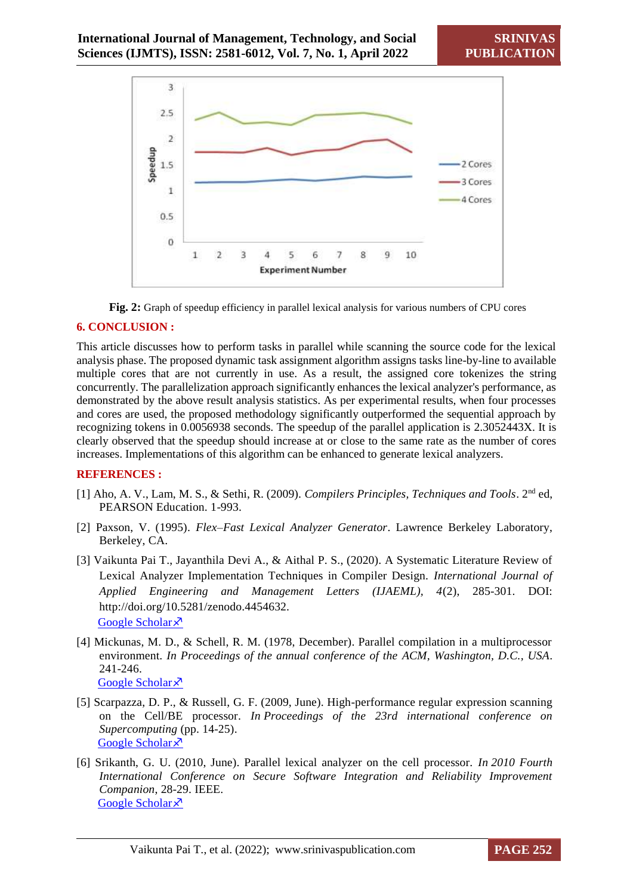Fig. 2: Graph of speedup efficiency in parallel lexical analysis for various numbers of CPU cores

## 6. CONCLUSION :

This article discusses how to perform tasks in parallel while scanning the source code for the lexical analysis phase. The proposed dynamic task assignment algorithm assigns tasks line-by-line to available multiple cores that are not currently in use. As a result, the assigned core tokenizes the string concurrently. The parallelization approach significantly enhances the lexical analyzer's performance, as demonstrated by the above result analysis statistics. As per experimental results, when four processes and cores are used, the proposed methodology significantly outperformed the sequential approach by recognizing tokens in 0.0056938 seconds. The speedup of the parallel application is 2.3052443X. It is clearly observed that the speedup should increase at or close to the same rate as the number of cores increases. Implementations of this algorithm can be enhanced to generate lexical analyzers.

## REFERENCES :

[1] Aho, A. V., Lam, M. S., & Sethi, R. (2009). *Compilers Principles, Techniques and Tools*. 2nd ed, PEARSON Education. 1-993.

[2] Paxson, V. (1995). *Flex–Fast Lexical Analyzer Generator*. Lawrence Berkeley Laboratory, Berkeley, CA.

[3] Vaikunta Pai T., Jayanthila Devi A., & Aithal P. S., (2020). A Systematic Literature Review of Lexical Analyzer Implementation Techniques in Compiler Design. *International Journal of Applied Engineering and Management Letters (IJAEML), 4*(2), 285-301. DOI: http://doi.org/10.5281/zenodo.4454632.
Google Scholar

[4] Mickunas, M. D., & Schell, R. M. (1978, December). Parallel compilation in a multiprocessor environment. *In Proceedings of the annual conference of the ACM, Washington, D.C., USA*. 241-246.
Google Scholar

[5] Scarpazza, D. P., & Russell, G. F. (2009, June). High-performance regular expression scanning on the Cell/BE processor. *In Proceedings of the 23rd international conference on Supercomputing* (pp. 14-25).
Google Scholar

[6] Srikanth, G. U. (2010, June). Parallel lexical analyzer on the cell processor. *In 2010 Fourth International Conference on Secure Software Integration and Reliability Improvement Companion*, 28-29. IEEE.
Google Scholar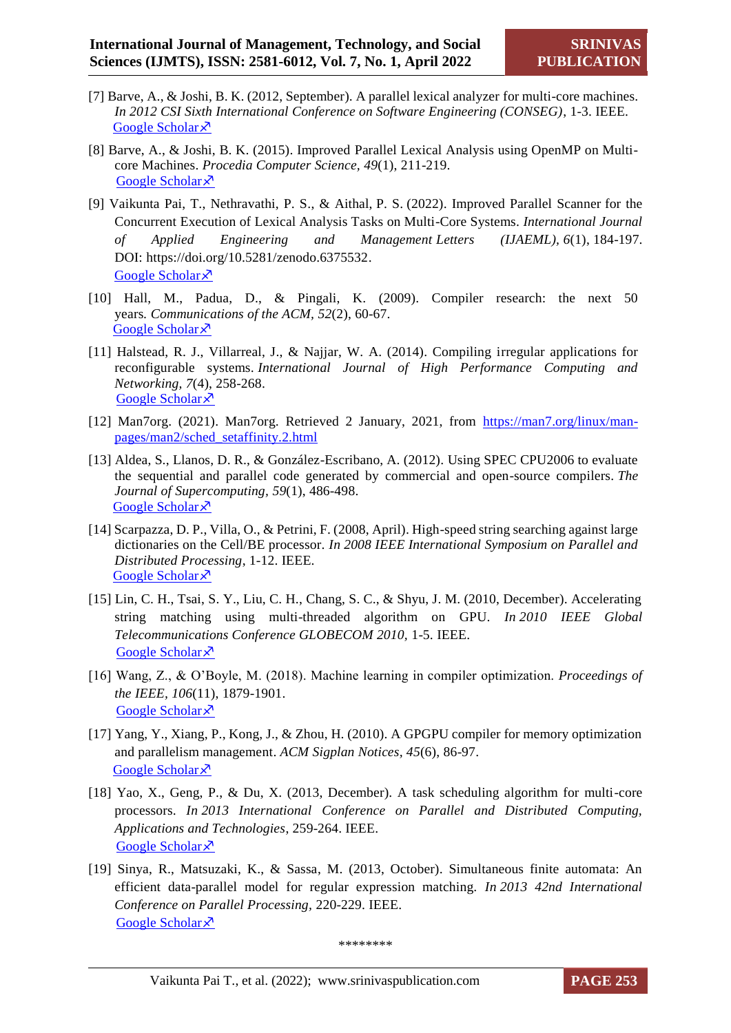[7] Barve, A., & Joshi, B. K. (2012, September). A parallel lexical analyzer for multi-core machines. *In 2012 CSI Sixth International Conference on Software Engineering (CONSEG)*, 1-3. IEEE. Google Scholar↗

[8] Barve, A., & Joshi, B. K. (2015). Improved Parallel Lexical Analysis using OpenMP on Multi-core Machines. *Procedia Computer Science*, *49*(1), 211-219. Google Scholar↗

[9] Vaikunta Pai, T., Nethravathi, P. S., & Aithal, P. S. (2022). Improved Parallel Scanner for the Concurrent Execution of Lexical Analysis Tasks on Multi-Core Systems. *International Journal of Applied Engineering and Management Letters (IJAEML)*, *6*(1), 184-197. DOI: https://doi.org/10.5281/zenodo.6375532. Google Scholar↗

[10] Hall, M., Padua, D., & Pingali, K. (2009). Compiler research: the next 50 years. *Communications of the ACM*, *52*(2), 60-67. Google Scholar↗

[11] Halstead, R. J., Villarreal, J., & Najjar, W. A. (2014). Compiling irregular applications for reconfigurable systems. *International Journal of High Performance Computing and Networking*, *7*(4), 258-268. Google Scholar↗

[12] Man7org. (2021). Man7org. Retrieved 2 January, 2021, from https://man7.org/linux/man-pages/man2/sched_setaffinity.2.html

[13] Aldea, S., Llanos, D. R., & González-Escribano, A. (2012). Using SPEC CPU2006 to evaluate the sequential and parallel code generated by commercial and open-source compilers. *The Journal of Supercomputing*, *59*(1), 486-498. Google Scholar↗

[14] Scarpazza, D. P., Villa, O., & Petrini, F. (2008, April). High-speed string searching against large dictionaries on the Cell/BE processor. *In 2008 IEEE International Symposium on Parallel and Distributed Processing*, 1-12. IEEE. Google Scholar↗

[15] Lin, C. H., Tsai, S. Y., Liu, C. H., Chang, S. C., & Shyu, J. M. (2010, December). Accelerating string matching using multi-threaded algorithm on GPU. *In 2010 IEEE Global Telecommunications Conference GLOBECOM 2010*, 1-5. IEEE. Google Scholar↗

[16] Wang, Z., & O'Boyle, M. (2018). Machine learning in compiler optimization. *Proceedings of the IEEE*, *106*(11), 1879-1901. Google Scholar↗

[17] Yang, Y., Xiang, P., Kong, J., & Zhou, H. (2010). A GPGPU compiler for memory optimization and parallelism management. *ACM Sigplan Notices*, *45*(6), 86-97. Google Scholar↗

[18] Yao, X., Geng, P., & Du, X. (2013, December). A task scheduling algorithm for multi-core processors. *In 2013 International Conference on Parallel and Distributed Computing, Applications and Technologies*, 259-264. IEEE. Google Scholar↗

[19] Sinya, R., Matsuzaki, K., & Sassa, M. (2013, October). Simultaneous finite automata: An efficient data-parallel model for regular expression matching. *In 2013 42nd International Conference on Parallel Processing*, 220-229. IEEE. Google Scholar↗

********